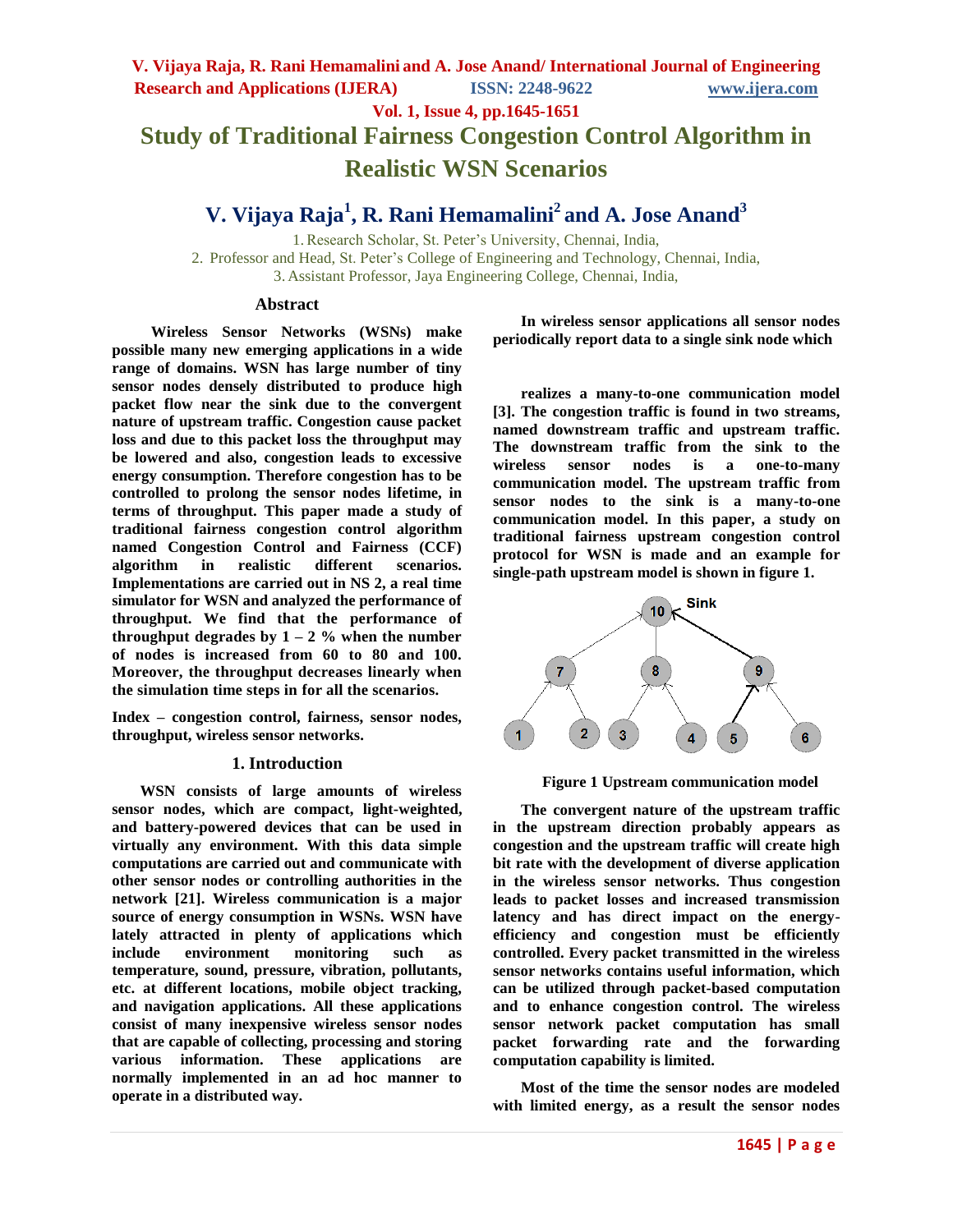# Study of Traditional Fairness Congestion Control Algorithm in Realistic WSN Scenarios

## V. Vijaya Raja[1], R. Rani Hemamalini[2] and A. Jose Anand[3]

1. Research Scholar, St. Peter's University, Chennai, India,
2. Professor and Head, St. Peter's College of Engineering and Technology, Chennai, India,
3. Assistant Professor, Jaya Engineering College, Chennai, India,

### Abstract

**Wireless Sensor Networks (WSNs) make possible many new emerging applications in a wide range of domains. WSN has large number of tiny sensor nodes densely distributed to produce high packet flow near the sink due to the convergent nature of upstream traffic. Congestion cause packet loss and due to this packet loss the throughput may be lowered and also, congestion leads to excessive energy consumption. Therefore congestion has to be controlled to prolong the sensor nodes lifetime, in terms of throughput. This paper made a study of traditional fairness congestion control algorithm named Congestion Control and Fairness (CCF) algorithm in realistic different scenarios. Implementations are carried out in NS 2, a real time simulator for WSN and analyzed the performance of throughput. We find that the performance of throughput degrades by 1 – 2 % when the number of nodes is increased from 60 to 80 and 100. Moreover, the throughput decreases linearly when the simulation time steps in for all the scenarios.**

**Index – congestion control, fairness, sensor nodes, throughput, wireless sensor networks.**

### 1. Introduction

**WSN consists of large amounts of wireless sensor nodes, which are compact, light-weighted, and battery-powered devices that can be used in virtually any environment. With this data simple computations are carried out and communicate with other sensor nodes or controlling authorities in the network [21]. Wireless communication is a major source of energy consumption in WSNs. WSN have lately attracted in plenty of applications which include environment monitoring such as temperature, sound, pressure, vibration, pollutants, etc. at different locations, mobile object tracking, and navigation applications. All these applications consist of many inexpensive wireless sensor nodes that are capable of collecting, processing and storing various information. These applications are normally implemented in an ad hoc manner to operate in a distributed way.**

**In wireless sensor applications all sensor nodes periodically report data to a single sink node which realizes a many-to-one communication model [3]. The congestion traffic is found in two streams, named downstream traffic and upstream traffic. The downstream traffic from the sink to the wireless sensor nodes is a one-to-many communication model. The upstream traffic from sensor nodes to the sink is a many-to-one communication model. In this paper, a study on traditional fairness upstream congestion control protocol for WSN is made and an example for single-path upstream model is shown in figure 1.**

**Figure 1 Upstream communication model**

**The convergent nature of the upstream traffic in the upstream direction probably appears as congestion and the upstream traffic will create high bit rate with the development of diverse application in the wireless sensor networks. Thus congestion leads to packet losses and increased transmission latency and has direct impact on the energy-efficiency and congestion must be efficiently controlled. Every packet transmitted in the wireless sensor networks contains useful information, which can be utilized through packet-based computation and to enhance congestion control. The wireless sensor network packet computation has small packet forwarding rate and the forwarding computation capability is limited.**

**Most of the time the sensor nodes are modeled with limited energy, as a result the sensor nodes**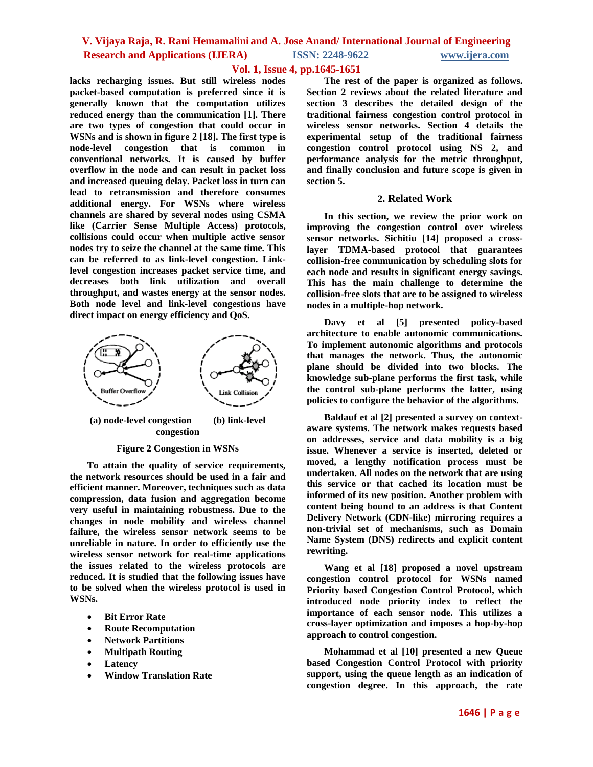lacks recharging issues. But still wireless nodes packet-based computation is preferred since it is generally known that the computation utilizes reduced energy than the communication [1]. There are two types of congestion that could occur in WSNs and is shown in figure 2 [18]. The first type is node-level congestion that is common in conventional networks. It is caused by buffer overflow in the node and can result in packet loss and increased queuing delay. Packet loss in turn can lead to retransmission and therefore consumes additional energy. For WSNs where wireless channels are shared by several nodes using CSMA like (Carrier Sense Multiple Access) protocols, collisions could occur when multiple active sensor nodes try to seize the channel at the same time. This can be referred to as link-level congestion. Link-level congestion increases packet service time, and decreases both link utilization and overall throughput, and wastes energy at the sensor nodes. Both node level and link-level congestions have direct impact on energy efficiency and QoS.

(a) node-level congestion (b) link-level congestion

Figure 2 Congestion in WSNs

To attain the quality of service requirements, the network resources should be used in a fair and efficient manner. Moreover, techniques such as data compression, data fusion and aggregation become very useful in maintaining robustness. Due to the changes in node mobility and wireless channel failure, the wireless sensor network seems to be unreliable in nature. In order to efficiently use the wireless sensor network for real-time applications the issues related to the wireless protocols are reduced. It is studied that the following issues have to be solved when the wireless protocol is used in WSNs.

- Bit Error Rate
- Route Recomputation
- Network Partitions
- Multipath Routing
- Latency
- Window Translation Rate

The rest of the paper is organized as follows. Section 2 reviews about the related literature and section 3 describes the detailed design of the traditional fairness congestion control protocol in wireless sensor networks. Section 4 details the experimental setup of the traditional fairness congestion control protocol using NS 2, and performance analysis for the metric throughput, and finally conclusion and future scope is given in section 5.

## 2. Related Work

In this section, we review the prior work on improving the congestion control over wireless sensor networks. Sichitiu [14] proposed a cross-layer TDMA-based protocol that guarantees collision-free communication by scheduling slots for each node and results in significant energy savings. This has the main challenge to determine the collision-free slots that are to be assigned to wireless nodes in a multiple-hop network.

Davy et al [5] presented policy-based architecture to enable autonomic communications. To implement autonomic algorithms and protocols that manages the network. Thus, the autonomic plane should be divided into two blocks. The knowledge sub-plane performs the first task, while the control sub-plane performs the latter, using policies to configure the behavior of the algorithms.

Baldauf et al [2] presented a survey on context-aware systems. The network makes requests based on addresses, service and data mobility is a big issue. Whenever a service is inserted, deleted or moved, a lengthy notification process must be undertaken. All nodes on the network that are using this service or that cached its location must be informed of its new position. Another problem with content being bound to an address is that Content Delivery Network (CDN-like) mirroring requires a non-trivial set of mechanisms, such as Domain Name System (DNS) redirects and explicit content rewriting.

Wang et al [18] proposed a novel upstream congestion control protocol for WSNs named Priority based Congestion Control Protocol, which introduced node priority index to reflect the importance of each sensor node. This utilizes a cross-layer optimization and imposes a hop-by-hop approach to control congestion.

Mohammad et al [10] presented a new Queue based Congestion Control Protocol with priority support, using the queue length as an indication of congestion degree. In this approach, the rate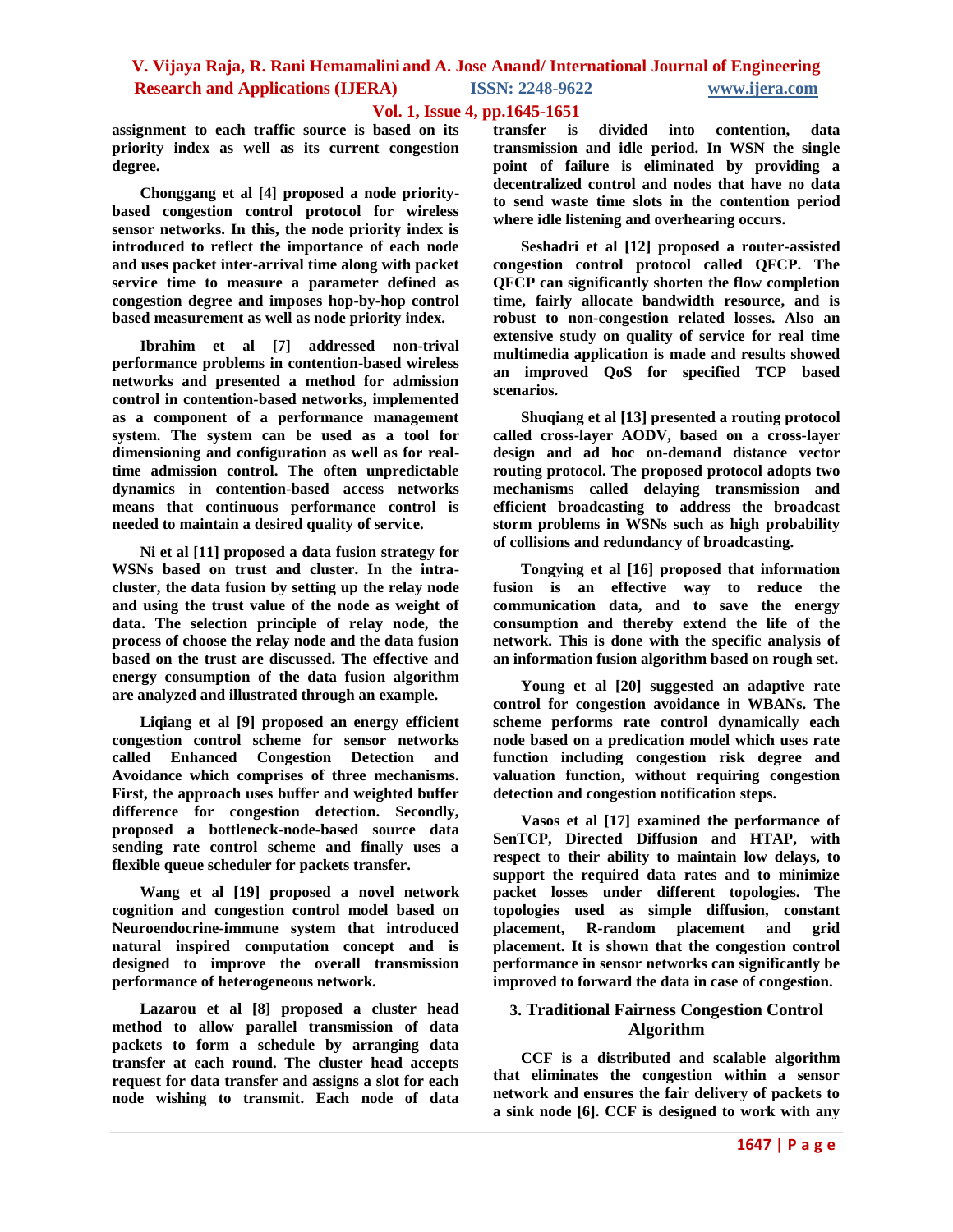assignment to each traffic source is based on its priority index as well as its current congestion degree.

Chonggang et al [4] proposed a node priority-based congestion control protocol for wireless sensor networks. In this, the node priority index is introduced to reflect the importance of each node and uses packet inter-arrival time along with packet service time to measure a parameter defined as congestion degree and imposes hop-by-hop control based measurement as well as node priority index.

Ibrahim et al [7] addressed non-trival performance problems in contention-based wireless networks and presented a method for admission control in contention-based networks, implemented as a component of a performance management system. The system can be used as a tool for dimensioning and configuration as well as for real-time admission control. The often unpredictable dynamics in contention-based access networks means that continuous performance control is needed to maintain a desired quality of service.

Ni et al [11] proposed a data fusion strategy for WSNs based on trust and cluster. In the intra-cluster, the data fusion by setting up the relay node and using the trust value of the node as weight of data. The selection principle of relay node, the process of choose the relay node and the data fusion based on the trust are discussed. The effective and energy consumption of the data fusion algorithm are analyzed and illustrated through an example.

Liqiang et al [9] proposed an energy efficient congestion control scheme for sensor networks called Enhanced Congestion Detection and Avoidance which comprises of three mechanisms. First, the approach uses buffer and weighted buffer difference for congestion detection. Secondly, proposed a bottleneck-node-based source data sending rate control scheme and finally uses a flexible queue scheduler for packets transfer.

Wang et al [19] proposed a novel network cognition and congestion control model based on Neuroendocrine-immune system that introduced natural inspired computation concept and is designed to improve the overall transmission performance of heterogeneous network.

Lazarou et al [8] proposed a cluster head method to allow parallel transmission of data packets to form a schedule by arranging data transfer at each round. The cluster head accepts request for data transfer and assigns a slot for each node wishing to transmit. Each node of data transfer is divided into contention, data transmission and idle period. In WSN the single point of failure is eliminated by providing a decentralized control and nodes that have no data to send waste time slots in the contention period where idle listening and overhearing occurs.

Seshadri et al [12] proposed a router-assisted congestion control protocol called QFCP. The QFCP can significantly shorten the flow completion time, fairly allocate bandwidth resource, and is robust to non-congestion related losses. Also an extensive study on quality of service for real time multimedia application is made and results showed an improved QoS for specified TCP based scenarios.

Shuqiang et al [13] presented a routing protocol called cross-layer AODV, based on a cross-layer design and ad hoc on-demand distance vector routing protocol. The proposed protocol adopts two mechanisms called delaying transmission and efficient broadcasting to address the broadcast storm problems in WSNs such as high probability of collisions and redundancy of broadcasting.

Tongying et al [16] proposed that information fusion is an effective way to reduce the communication data, and to save the energy consumption and thereby extend the life of the network. This is done with the specific analysis of an information fusion algorithm based on rough set.

Young et al [20] suggested an adaptive rate control for congestion avoidance in WBANs. The scheme performs rate control dynamically each node based on a predication model which uses rate function including congestion risk degree and valuation function, without requiring congestion detection and congestion notification steps.

Vasos et al [17] examined the performance of SenTCP, Directed Diffusion and HTAP, with respect to their ability to maintain low delays, to support the required data rates and to minimize packet losses under different topologies. The topologies used as simple diffusion, constant placement, R-random placement and grid placement. It is shown that the congestion control performance in sensor networks can significantly be improved to forward the data in case of congestion.

## 3. Traditional Fairness Congestion Control Algorithm

CCF is a distributed and scalable algorithm that eliminates the congestion within a sensor network and ensures the fair delivery of packets to a sink node [6]. CCF is designed to work with any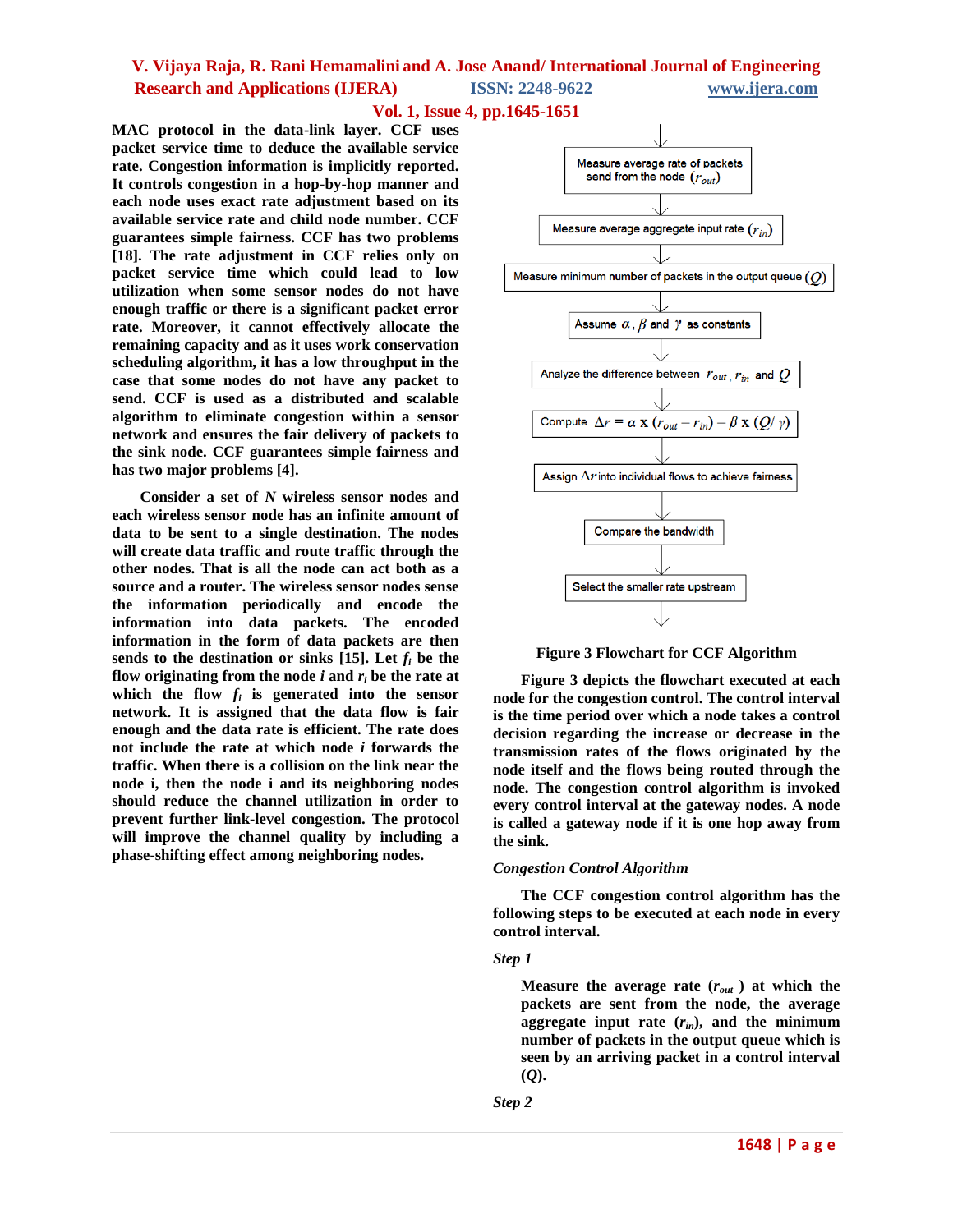MAC protocol in the data-link layer. CCF uses packet service time to deduce the available service rate. Congestion information is implicitly reported. It controls congestion in a hop-by-hop manner and each node uses exact rate adjustment based on its available service rate and child node number. CCF guarantees simple fairness. CCF has two problems [18]. The rate adjustment in CCF relies only on packet service time which could lead to low utilization when some sensor nodes do not have enough traffic or there is a significant packet error rate. Moreover, it cannot effectively allocate the remaining capacity and as it uses work conservation scheduling algorithm, it has a low throughput in the case that some nodes do not have any packet to send. CCF is used as a distributed and scalable algorithm to eliminate congestion within a sensor network and ensures the fair delivery of packets to the sink node. CCF guarantees simple fairness and has two major problems [4].

Consider a set of *N* wireless sensor nodes and each wireless sensor node has an infinite amount of data to be sent to a single destination. The nodes will create data traffic and route traffic through the other nodes. That is all the node can act both as a source and a router. The wireless sensor nodes sense the information periodically and encode the information into data packets. The encoded information in the form of data packets are then sends to the destination or sinks [15]. Let $f_i$ be the flow originating from the node *i* and $r_i$ be the rate at which the flow $f_i$ is generated into the sensor network. It is assigned that the data flow is fair enough and the data rate is efficient. The rate does not include the rate at which node *i* forwards the traffic. When there is a collision on the link near the node i, then the node i and its neighboring nodes should reduce the channel utilization in order to prevent further link-level congestion. The protocol will improve the channel quality by including a phase-shifting effect among neighboring nodes.

Measure average rate of packets send from the node ($r_{out}$)

Measure average aggregate input rate ($r_{in}$)

Measure minimum number of packets in the output queue ($Q$)

Assume $\alpha$, $\beta$ and $\gamma$ as constants

Analyze the difference between $r_{out}$, $r_{in}$ and $Q$

Compute $\Delta r = \alpha \times (r_{out} - r_{in}) - \beta \times (Q/\gamma)$

Assign $\Delta r$ into individual flows to achieve fairness

Compare the bandwidth

Select the smaller rate upstream

**Figure 3 Flowchart for CCF Algorithm**

Figure 3 depicts the flowchart executed at each node for the congestion control. The control interval is the time period over which a node takes a control decision regarding the increase or decrease in the transmission rates of the flows originated by the node itself and the flows being routed through the node. The congestion control algorithm is invoked every control interval at the gateway nodes. A node is called a gateway node if it is one hop away from the sink.

*Congestion Control Algorithm*

The CCF congestion control algorithm has the following steps to be executed at each node in every control interval.

*Step 1*

Measure the average rate ($r_{out}$) at which the packets are sent from the node, the average aggregate input rate ($r_{in}$), and the minimum number of packets in the output queue which is seen by an arriving packet in a control interval ($Q$).

*Step 2*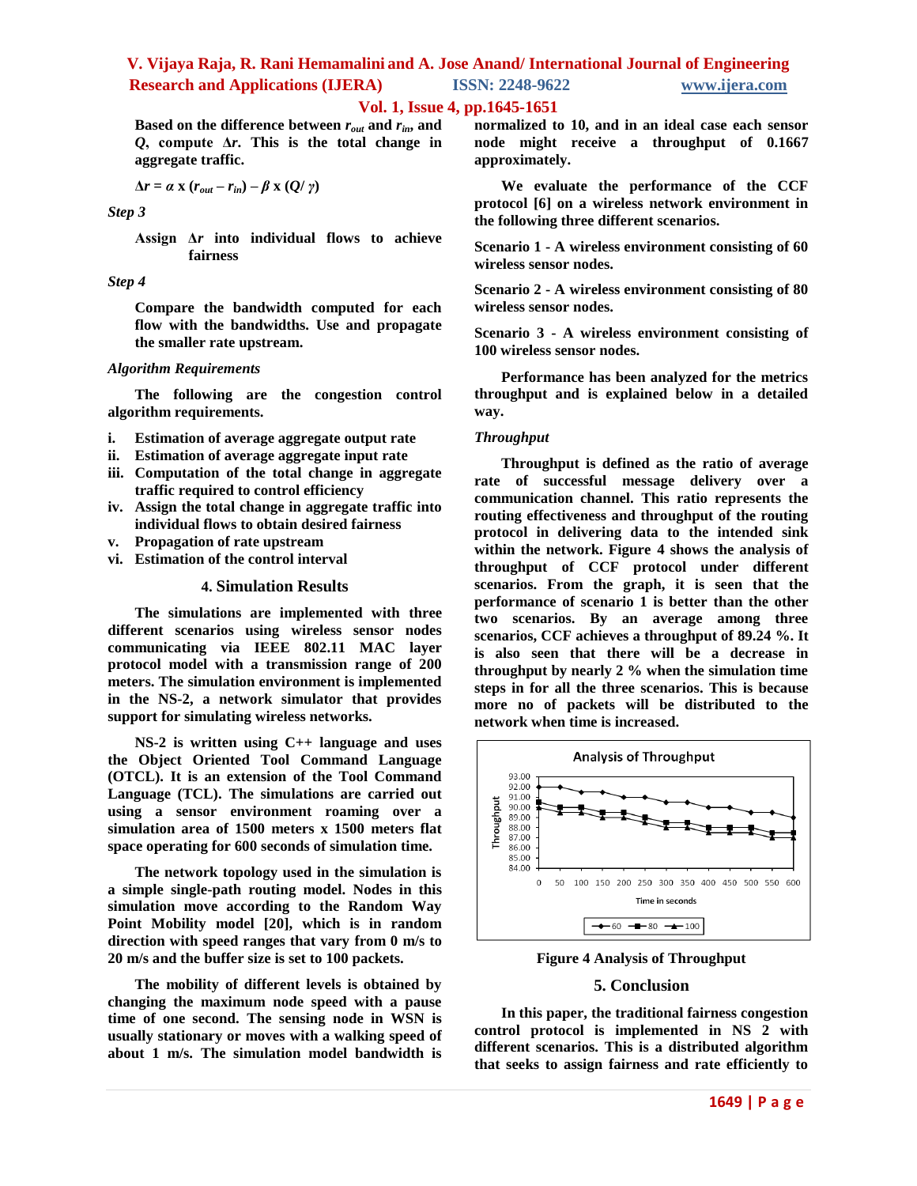Based on the difference between $r_{out}$ and $r_{in}$, and $Q$, compute $\Delta r$. This is the total change in aggregate traffic.

$$\Delta r = \alpha \times (r_{out} - r_{in}) - \beta \times (Q/\gamma)$$

*Step 3*

Assign $\Delta r$ into individual flows to achieve fairness

*Step 4*

Compare the bandwidth computed for each flow with the bandwidths. Use and propagate the smaller rate upstream.

*Algorithm Requirements*

The following are the congestion control algorithm requirements.

i. Estimation of average aggregate output rate
ii. Estimation of average aggregate input rate
iii. Computation of the total change in aggregate traffic required to control efficiency
iv. Assign the total change in aggregate traffic into individual flows to obtain desired fairness
v. Propagation of rate upstream
vi. Estimation of the control interval

## 4. Simulation Results

The simulations are implemented with three different scenarios using wireless sensor nodes communicating via IEEE 802.11 MAC layer protocol model with a transmission range of 200 meters. The simulation environment is implemented in the NS-2, a network simulator that provides support for simulating wireless networks.

NS-2 is written using C++ language and uses the Object Oriented Tool Command Language (OTCL). It is an extension of the Tool Command Language (TCL). The simulations are carried out using a sensor environment roaming over a simulation area of 1500 meters x 1500 meters flat space operating for 600 seconds of simulation time.

The network topology used in the simulation is a simple single-path routing model. Nodes in this simulation move according to the Random Way Point Mobility model [20], which is in random direction with speed ranges that vary from 0 m/s to 20 m/s and the buffer size is set to 100 packets.

The mobility of different levels is obtained by changing the maximum node speed with a pause time of one second. The sensing node in WSN is usually stationary or moves with a walking speed of about 1 m/s. The simulation model bandwidth is normalized to 10, and in an ideal case each sensor node might receive a throughput of 0.1667 approximately.

We evaluate the performance of the CCF protocol [6] on a wireless network environment in the following three different scenarios.

Scenario 1 - A wireless environment consisting of 60 wireless sensor nodes.

Scenario 2 - A wireless environment consisting of 80 wireless sensor nodes.

Scenario 3 - A wireless environment consisting of 100 wireless sensor nodes.

Performance has been analyzed for the metrics throughput and is explained below in a detailed way.

*Throughput*

Throughput is defined as the ratio of average rate of successful message delivery over a communication channel. This ratio represents the routing effectiveness and throughput of the routing protocol in delivering data to the intended sink within the network. Figure 4 shows the analysis of throughput of CCF protocol under different scenarios. From the graph, it is seen that the performance of scenario 1 is better than the other two scenarios. By an average among three scenarios, CCF achieves a throughput of 89.24 %. It is also seen that there will be a decrease in throughput by nearly 2 % when the simulation time steps in for all the three scenarios. This is because more no of packets will be distributed to the network when time is increased.

Figure 4 Analysis of Throughput

## 5. Conclusion

In this paper, the traditional fairness congestion control protocol is implemented in NS 2 with different scenarios. This is a distributed algorithm that seeks to assign fairness and rate efficiently to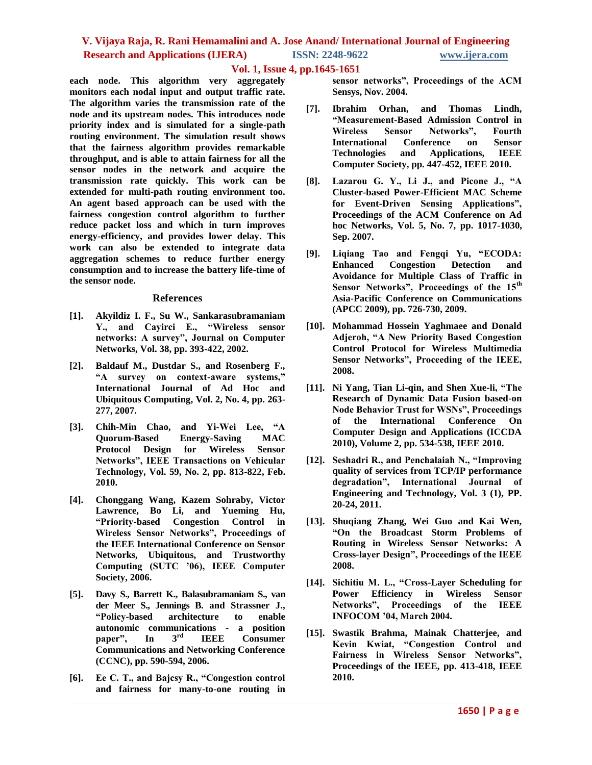**each node. This algorithm very aggregately monitors each nodal input and output traffic rate. The algorithm varies the transmission rate of the node and its upstream nodes. This introduces node priority index and is simulated for a single-path routing environment. The simulation result shows that the fairness algorithm provides remarkable throughput, and is able to attain fairness for all the sensor nodes in the network and acquire the transmission rate quickly. This work can be extended for multi-path routing environment too. An agent based approach can be used with the fairness congestion control algorithm to further reduce packet loss and which in turn improves energy-efficiency, and provides lower delay. This work can also be extended to integrate data aggregation schemes to reduce further energy consumption and to increase the battery life-time of the sensor node.**

## References

[1]. Akyildiz I. F., Su W., Sankarasubramaniam Y., and Cayirci E., "Wireless sensor networks: A survey", Journal on Computer Networks, Vol. 38, pp. 393-422, 2002.

[2]. Baldauf M., Dustdar S., and Rosenberg F., "A survey on context-aware systems," International Journal of Ad Hoc and Ubiquitous Computing, Vol. 2, No. 4, pp. 263-277, 2007.

[3]. Chih-Min Chao, and Yi-Wei Lee, "A Quorum-Based Energy-Saving MAC Protocol Design for Wireless Sensor Networks", IEEE Transactions on Vehicular Technology, Vol. 59, No. 2, pp. 813-822, Feb. 2010.

[4]. Chonggang Wang, Kazem Sohraby, Victor Lawrence, Bo Li, and Yueming Hu, "Priority-based Congestion Control in Wireless Sensor Networks", Proceedings of the IEEE International Conference on Sensor Networks, Ubiquitous, and Trustworthy Computing (SUTC '06), IEEE Computer Society, 2006.

[5]. Davy S., Barrett K., Balasubramaniam S., van der Meer S., Jennings B. and Strassner J., "Policy-based architecture to enable autonomic communications - a position paper", In 3rd IEEE Consumer Communications and Networking Conference (CCNC), pp. 590-594, 2006.

[6]. Ee C. T., and Bajcsy R., "Congestion control and fairness for many-to-one routing in sensor networks", Proceedings of the ACM Sensys, Nov. 2004.

[7]. Ibrahim Orhan, and Thomas Lindh, "Measurement-Based Admission Control in Wireless Sensor Networks", Fourth International Conference on Sensor Technologies and Applications, IEEE Computer Society, pp. 447-452, IEEE 2010.

[8]. Lazarou G. Y., Li J., and Picone J., "A Cluster-based Power-Efficient MAC Scheme for Event-Driven Sensing Applications", Proceedings of the ACM Conference on Ad hoc Networks, Vol. 5, No. 7, pp. 1017-1030, Sep. 2007.

[9]. Liqiang Tao and Fengqi Yu, "ECODA: Enhanced Congestion Detection and Avoidance for Multiple Class of Traffic in Sensor Networks", Proceedings of the 15th Asia-Pacific Conference on Communications (APCC 2009), pp. 726-730, 2009.

[10]. Mohammad Hossein Yaghmaee and Donald Adjeroh, "A New Priority Based Congestion Control Protocol for Wireless Multimedia Sensor Networks", Proceeding of the IEEE, 2008.

[11]. Ni Yang, Tian Li-qin, and Shen Xue-li, "The Research of Dynamic Data Fusion based-on Node Behavior Trust for WSNs", Proceedings of the International Conference On Computer Design and Applications (ICCDA 2010), Volume 2, pp. 534-538, IEEE 2010.

[12]. Seshadri R., and Penchalaiah N., "Improving quality of services from TCP/IP performance degradation", International Journal of Engineering and Technology, Vol. 3 (1), PP. 20-24, 2011.

[13]. Shuqiang Zhang, Wei Guo and Kai Wen, "On the Broadcast Storm Problems of Routing in Wireless Sensor Networks: A Cross-layer Design", Proceedings of the IEEE 2008.

[14]. Sichitiu M. L., "Cross-Layer Scheduling for Power Efficiency in Wireless Sensor Networks", Proceedings of the IEEE INFOCOM '04, March 2004.

[15]. Swastik Brahma, Mainak Chatterjee, and Kevin Kwiat, "Congestion Control and Fairness in Wireless Sensor Networks", Proceedings of the IEEE, pp. 413-418, IEEE 2010.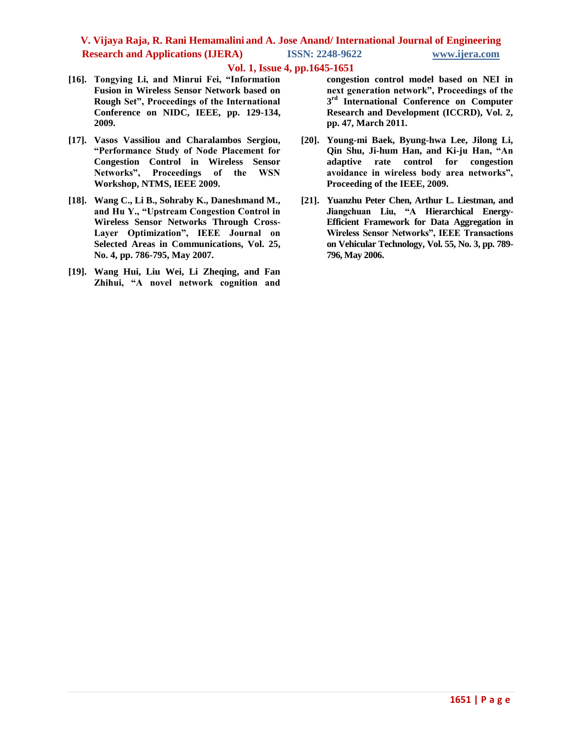[16]. Tongying Li, and Minrui Fei, "Information Fusion in Wireless Sensor Network based on Rough Set", Proceedings of the International Conference on NIDC, IEEE, pp. 129-134, 2009.

[17]. Vasos Vassiliou and Charalambos Sergiou, "Performance Study of Node Placement for Congestion Control in Wireless Sensor Networks", Proceedings of the WSN Workshop, NTMS, IEEE 2009.

[18]. Wang C., Li B., Sohraby K., Daneshmand M., and Hu Y., "Upstream Congestion Control in Wireless Sensor Networks Through Cross-Layer Optimization", IEEE Journal on Selected Areas in Communications, Vol. 25, No. 4, pp. 786-795, May 2007.

[19]. Wang Hui, Liu Wei, Li Zheqing, and Fan Zhihui, "A novel network cognition and congestion control model based on NEI in next generation network", Proceedings of the 3rd International Conference on Computer Research and Development (ICCRD), Vol. 2, pp. 47, March 2011.

[20]. Young-mi Baek, Byung-hwa Lee, Jilong Li, Qin Shu, Ji-hum Han, and Ki-ju Han, "An adaptive rate control for congestion avoidance in wireless body area networks", Proceeding of the IEEE, 2009.

[21]. Yuanzhu Peter Chen, Arthur L. Liestman, and Jiangchuan Liu, "A Hierarchical Energy-Efficient Framework for Data Aggregation in Wireless Sensor Networks", IEEE Transactions on Vehicular Technology, Vol. 55, No. 3, pp. 789-796, May 2006.